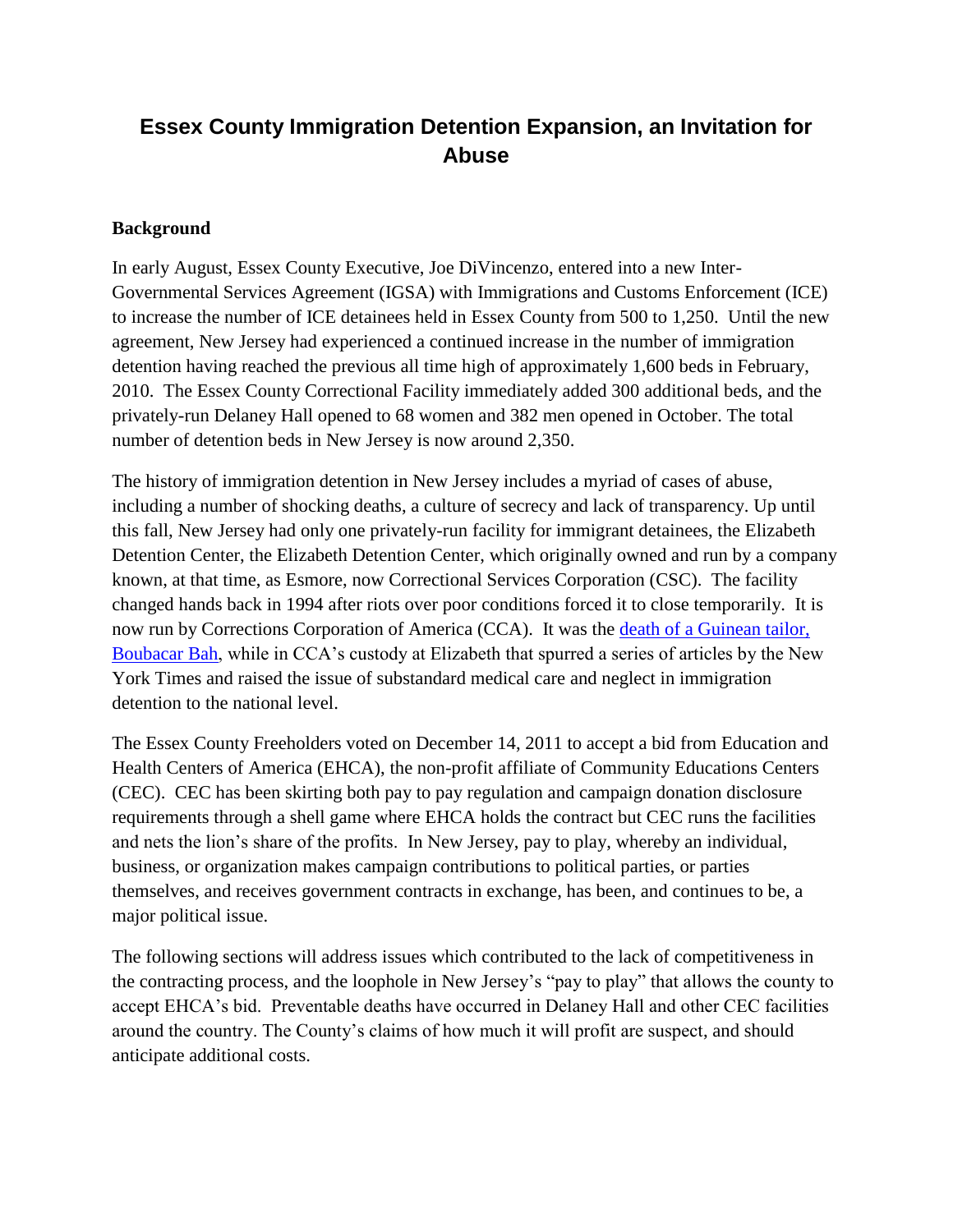# Essex County Immigration Detention Expansion, an Invitation for Abuse

**Background**

In early August, Essex County Executive, Joe DiVincenzo, entered into a new Inter-Governmental Services Agreement (IGSA) with Immigrations and Customs Enforcement (ICE) to increase the number of ICE detainees held in Essex County from 500 to 1,250. Until the new agreement, New Jersey had experienced a continued increase in the number of immigration detention having reached the previous all time high of approximately 1,600 beds in February, 2010. The Essex County Correctional Facility immediately added 300 additional beds, and the privately-run Delaney Hall opened to 68 women and 382 men opened in October. The total number of detention beds in New Jersey is now around 2,350.

The history of immigration detention in New Jersey includes a myriad of cases of abuse, including a number of shocking deaths, a culture of secrecy and lack of transparency. Up until this fall, New Jersey had only one privately-run facility for immigrant detainees, the Elizabeth Detention Center, the Elizabeth Detention Center, which originally owned and run by a company known, at that time, as Esmore, now Correctional Services Corporation (CSC). The facility changed hands back in 1994 after riots over poor conditions forced it to close temporarily. It is now run by Corrections Corporation of America (CCA). It was the [death of a Guinean tailor, Boubacar Bah](), while in CCA's custody at Elizabeth that spurred a series of articles by the New York Times and raised the issue of substandard medical care and neglect in immigration detention to the national level.

The Essex County Freeholders voted on December 14, 2011 to accept a bid from Education and Health Centers of America (EHCA), the non-profit affiliate of Community Educations Centers (CEC). CEC has been skirting both pay to pay regulation and campaign donation disclosure requirements through a shell game where EHCA holds the contract but CEC runs the facilities and nets the lion's share of the profits. In New Jersey, pay to play, whereby an individual, business, or organization makes campaign contributions to political parties, or parties themselves, and receives government contracts in exchange, has been, and continues to be, a major political issue.

The following sections will address issues which contributed to the lack of competitiveness in the contracting process, and the loophole in New Jersey's "pay to play" that allows the county to accept EHCA's bid. Preventable deaths have occurred in Delaney Hall and other CEC facilities around the country. The County's claims of how much it will profit are suspect, and should anticipate additional costs.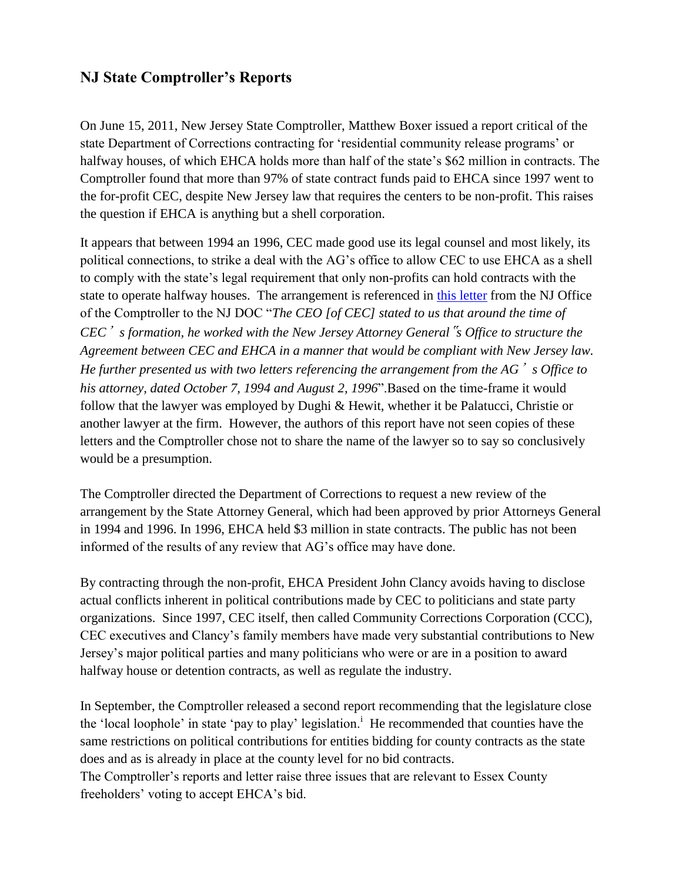## NJ State Comptroller's Reports

On June 15, 2011, New Jersey State Comptroller, Matthew Boxer issued a report critical of the state Department of Corrections contracting for 'residential community release programs' or halfway houses, of which EHCA holds more than half of the state's $62 million in contracts. The Comptroller found that more than 97% of state contract funds paid to EHCA since 1997 went to the for-profit CEC, despite New Jersey law that requires the centers to be non-profit. This raises the question if EHCA is anything but a shell corporation.

It appears that between 1994 an 1996, CEC made good use its legal counsel and most likely, its political connections, to strike a deal with the AG's office to allow CEC to use EHCA as a shell to comply with the state's legal requirement that only non-profits can hold contracts with the state to operate halfway houses. The arrangement is referenced in this letter from the NJ Office of the Comptroller to the NJ DOC "*The CEO [of CEC] stated to us that around the time of CEC's formation, he worked with the New Jersey Attorney General"s Office to structure the Agreement between CEC and EHCA in a manner that would be compliant with New Jersey law. He further presented us with two letters referencing the arrangement from the AG's Office to his attorney, dated October 7, 1994 and August 2, 1996*".Based on the time-frame it would follow that the lawyer was employed by Dughi & Hewit, whether it be Palatucci, Christie or another lawyer at the firm. However, the authors of this report have not seen copies of these letters and the Comptroller chose not to share the name of the lawyer so to say so conclusively would be a presumption.

The Comptroller directed the Department of Corrections to request a new review of the arrangement by the State Attorney General, which had been approved by prior Attorneys General in 1994 and 1996. In 1996, EHCA held $3 million in state contracts. The public has not been informed of the results of any review that AG's office may have done.

By contracting through the non-profit, EHCA President John Clancy avoids having to disclose actual conflicts inherent in political contributions made by CEC to politicians and state party organizations. Since 1997, CEC itself, then called Community Corrections Corporation (CCC), CEC executives and Clancy's family members have made very substantial contributions to New Jersey's major political parties and many politicians who were or are in a position to award halfway house or detention contracts, as well as regulate the industry.

In September, the Comptroller released a second report recommending that the legislature close the 'local loophole' in state 'pay to play' legislation.[i] He recommended that counties have the same restrictions on political contributions for entities bidding for county contracts as the state does and as is already in place at the county level for no bid contracts.

The Comptroller's reports and letter raise three issues that are relevant to Essex County freeholders' voting to accept EHCA's bid.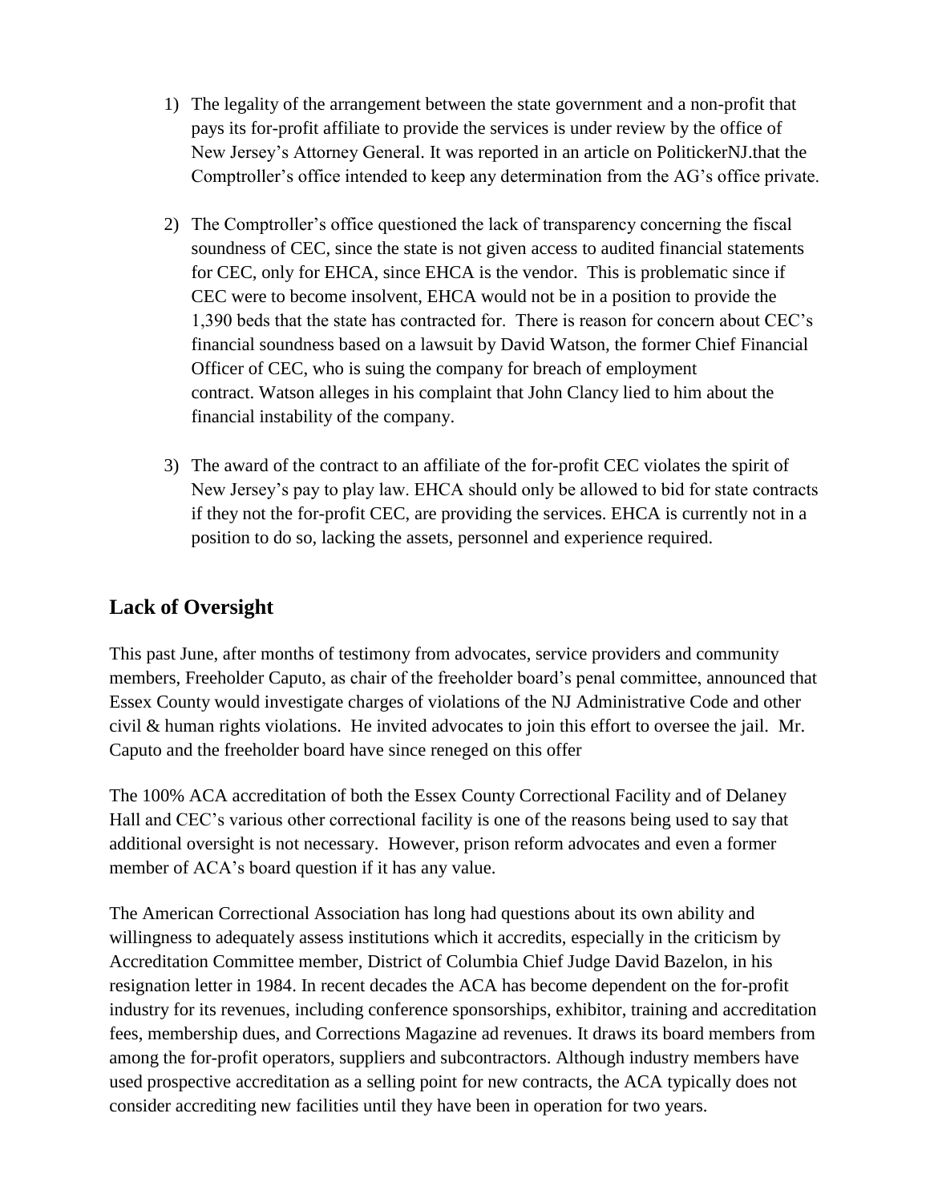1) The legality of the arrangement between the state government and a non-profit that pays its for-profit affiliate to provide the services is under review by the office of New Jersey's Attorney General. It was reported in an article on PolitickerNJ.that the Comptroller's office intended to keep any determination from the AG's office private.

2) The Comptroller's office questioned the lack of transparency concerning the fiscal soundness of CEC, since the state is not given access to audited financial statements for CEC, only for EHCA, since EHCA is the vendor. This is problematic since if CEC were to become insolvent, EHCA would not be in a position to provide the 1,390 beds that the state has contracted for. There is reason for concern about CEC's financial soundness based on a lawsuit by David Watson, the former Chief Financial Officer of CEC, who is suing the company for breach of employment contract. Watson alleges in his complaint that John Clancy lied to him about the financial instability of the company.

3) The award of the contract to an affiliate of the for-profit CEC violates the spirit of New Jersey's pay to play law. EHCA should only be allowed to bid for state contracts if they not the for-profit CEC, are providing the services. EHCA is currently not in a position to do so, lacking the assets, personnel and experience required.

## Lack of Oversight

This past June, after months of testimony from advocates, service providers and community members, Freeholder Caputo, as chair of the freeholder board's penal committee, announced that Essex County would investigate charges of violations of the NJ Administrative Code and other civil & human rights violations. He invited advocates to join this effort to oversee the jail. Mr. Caputo and the freeholder board have since reneged on this offer

The 100% ACA accreditation of both the Essex County Correctional Facility and of Delaney Hall and CEC's various other correctional facility is one of the reasons being used to say that additional oversight is not necessary. However, prison reform advocates and even a former member of ACA's board question if it has any value.

The American Correctional Association has long had questions about its own ability and willingness to adequately assess institutions which it accredits, especially in the criticism by Accreditation Committee member, District of Columbia Chief Judge David Bazelon, in his resignation letter in 1984. In recent decades the ACA has become dependent on the for-profit industry for its revenues, including conference sponsorships, exhibitor, training and accreditation fees, membership dues, and Corrections Magazine ad revenues. It draws its board members from among the for-profit operators, suppliers and subcontractors. Although industry members have used prospective accreditation as a selling point for new contracts, the ACA typically does not consider accrediting new facilities until they have been in operation for two years.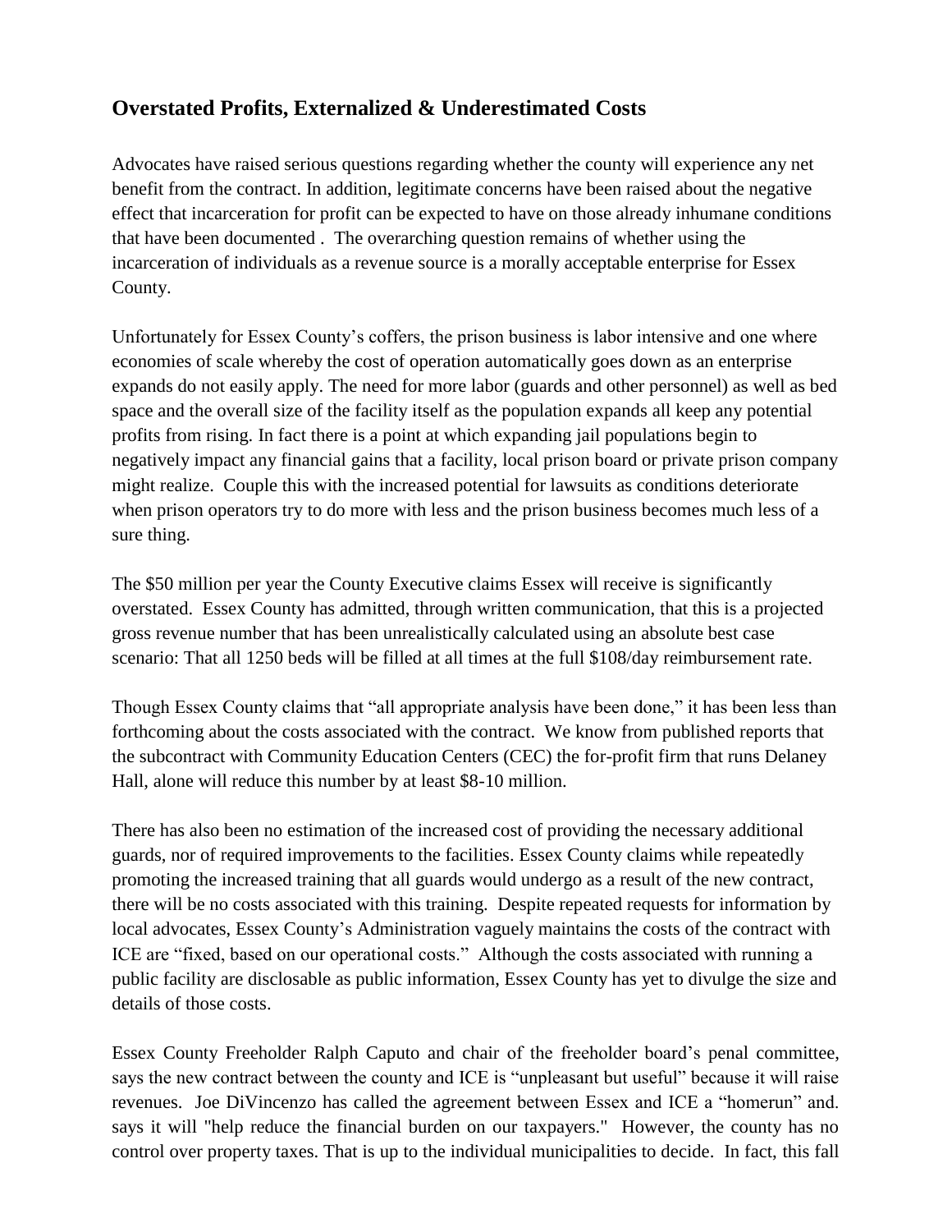## Overstated Profits, Externalized & Underestimated Costs

Advocates have raised serious questions regarding whether the county will experience any net benefit from the contract. In addition, legitimate concerns have been raised about the negative effect that incarceration for profit can be expected to have on those already inhumane conditions that have been documented . The overarching question remains of whether using the incarceration of individuals as a revenue source is a morally acceptable enterprise for Essex County.

Unfortunately for Essex County's coffers, the prison business is labor intensive and one where economies of scale whereby the cost of operation automatically goes down as an enterprise expands do not easily apply. The need for more labor (guards and other personnel) as well as bed space and the overall size of the facility itself as the population expands all keep any potential profits from rising. In fact there is a point at which expanding jail populations begin to negatively impact any financial gains that a facility, local prison board or private prison company might realize. Couple this with the increased potential for lawsuits as conditions deteriorate when prison operators try to do more with less and the prison business becomes much less of a sure thing.

The $50 million per year the County Executive claims Essex will receive is significantly overstated. Essex County has admitted, through written communication, that this is a projected gross revenue number that has been unrealistically calculated using an absolute best case scenario: That all 1250 beds will be filled at all times at the full $108/day reimbursement rate.

Though Essex County claims that "all appropriate analysis have been done," it has been less than forthcoming about the costs associated with the contract. We know from published reports that the subcontract with Community Education Centers (CEC) the for-profit firm that runs Delaney Hall, alone will reduce this number by at least $8-10 million.

There has also been no estimation of the increased cost of providing the necessary additional guards, nor of required improvements to the facilities. Essex County claims while repeatedly promoting the increased training that all guards would undergo as a result of the new contract, there will be no costs associated with this training. Despite repeated requests for information by local advocates, Essex County's Administration vaguely maintains the costs of the contract with ICE are "fixed, based on our operational costs." Although the costs associated with running a public facility are disclosable as public information, Essex County has yet to divulge the size and details of those costs.

Essex County Freeholder Ralph Caputo and chair of the freeholder board's penal committee, says the new contract between the county and ICE is "unpleasant but useful" because it will raise revenues. Joe DiVincenzo has called the agreement between Essex and ICE a "homerun" and. says it will "help reduce the financial burden on our taxpayers." However, the county has no control over property taxes. That is up to the individual municipalities to decide. In fact, this fall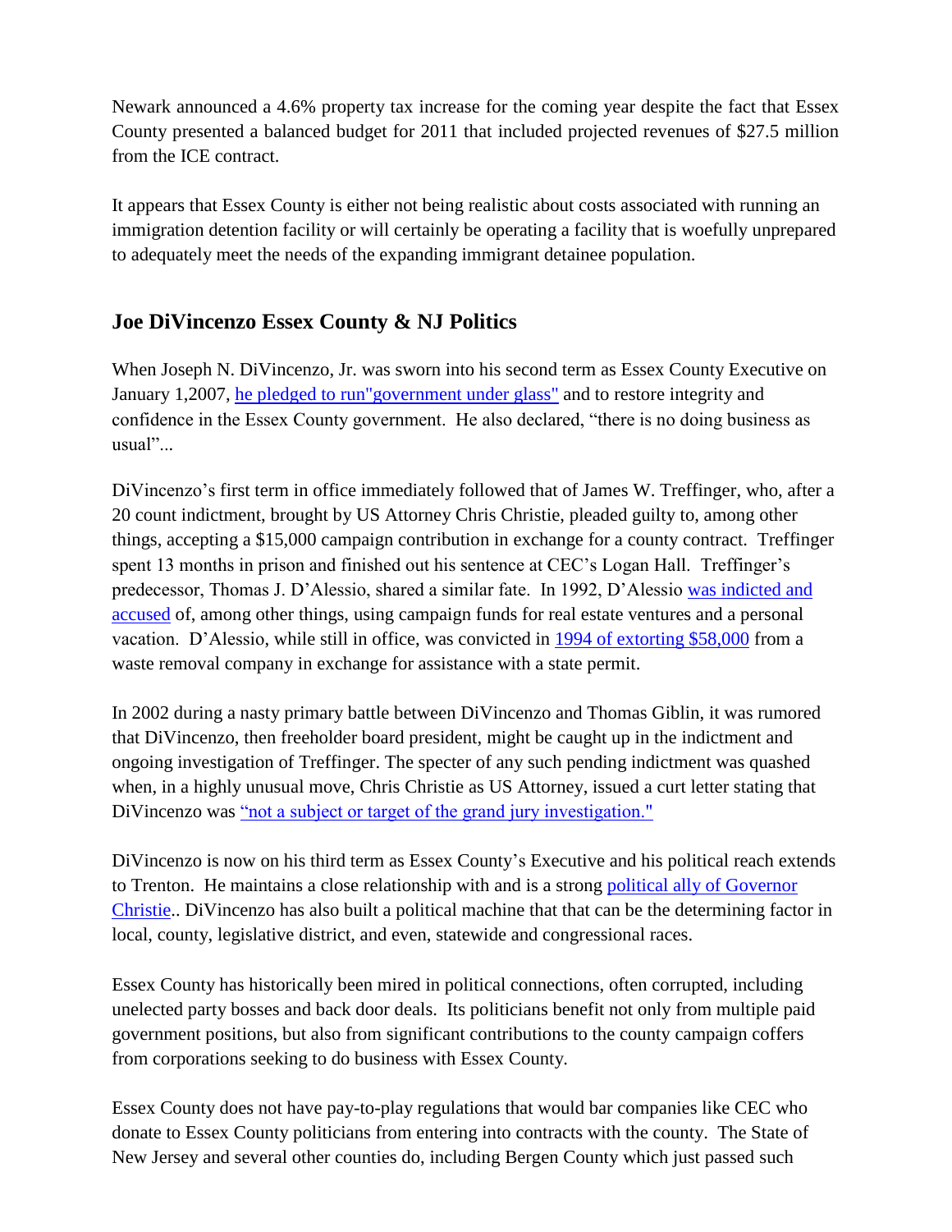Newark announced a 4.6% property tax increase for the coming year despite the fact that Essex County presented a balanced budget for 2011 that included projected revenues of $27.5 million from the ICE contract.

It appears that Essex County is either not being realistic about costs associated with running an immigration detention facility or will certainly be operating a facility that is woefully unprepared to adequately meet the needs of the expanding immigrant detainee population.

## Joe DiVincenzo Essex County & NJ Politics

When Joseph N. DiVincenzo, Jr. was sworn into his second term as Essex County Executive on January 1,2007, he pledged to run"government under glass" and to restore integrity and confidence in the Essex County government. He also declared, "there is no doing business as usual"...

DiVincenzo's first term in office immediately followed that of James W. Treffinger, who, after a 20 count indictment, brought by US Attorney Chris Christie, pleaded guilty to, among other things, accepting a $15,000 campaign contribution in exchange for a county contract. Treffinger spent 13 months in prison and finished out his sentence at CEC's Logan Hall. Treffinger's predecessor, Thomas J. D'Alessio, shared a similar fate. In 1992, D'Alessio was indicted and accused of, among other things, using campaign funds for real estate ventures and a personal vacation. D'Alessio, while still in office, was convicted in 1994 of extorting $58,000 from a waste removal company in exchange for assistance with a state permit.

In 2002 during a nasty primary battle between DiVincenzo and Thomas Giblin, it was rumored that DiVincenzo, then freeholder board president, might be caught up in the indictment and ongoing investigation of Treffinger. The specter of any such pending indictment was quashed when, in a highly unusual move, Chris Christie as US Attorney, issued a curt letter stating that DiVincenzo was "not a subject or target of the grand jury investigation."

DiVincenzo is now on his third term as Essex County's Executive and his political reach extends to Trenton. He maintains a close relationship with and is a strong political ally of Governor Christie.. DiVincenzo has also built a political machine that that can be the determining factor in local, county, legislative district, and even, statewide and congressional races.

Essex County has historically been mired in political connections, often corrupted, including unelected party bosses and back door deals. Its politicians benefit not only from multiple paid government positions, but also from significant contributions to the county campaign coffers from corporations seeking to do business with Essex County.

Essex County does not have pay-to-play regulations that would bar companies like CEC who donate to Essex County politicians from entering into contracts with the county. The State of New Jersey and several other counties do, including Bergen County which just passed such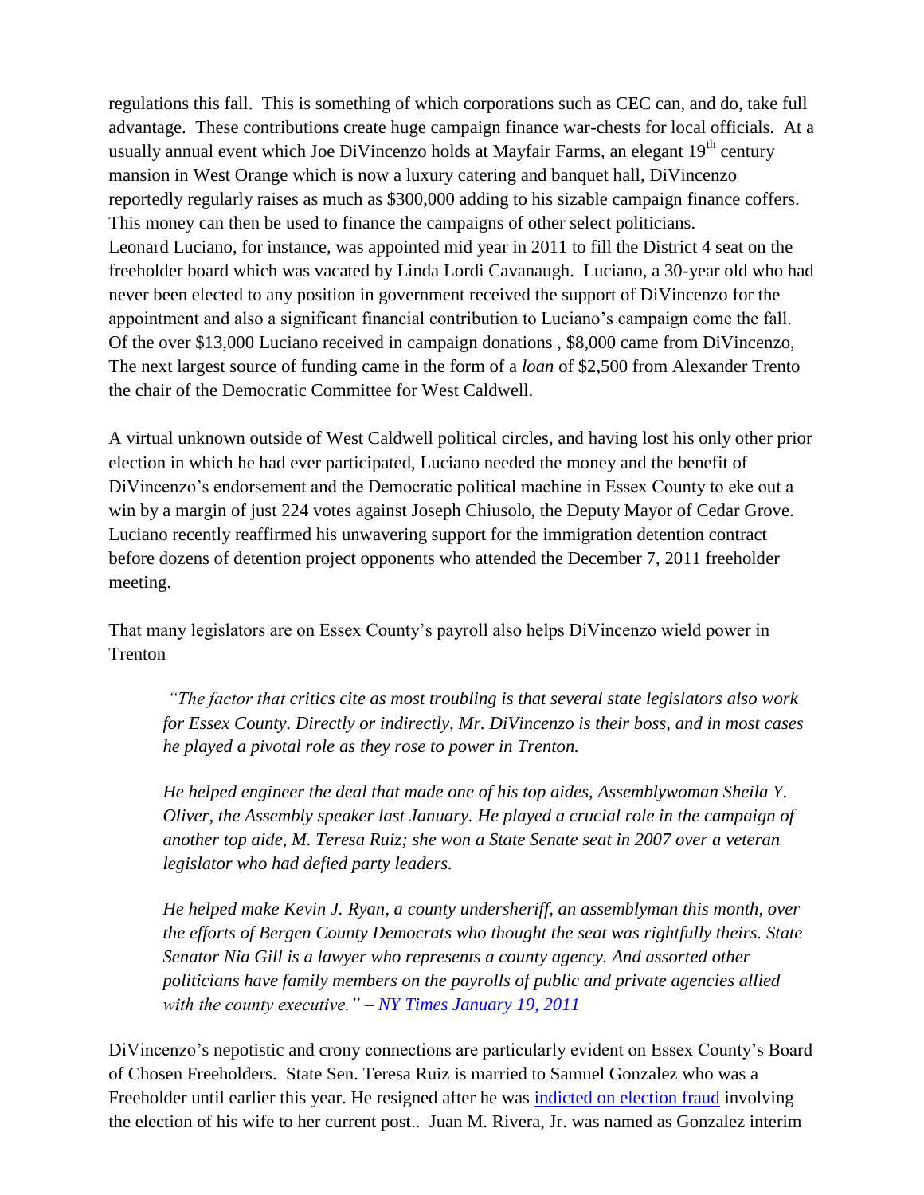regulations this fall. This is something of which corporations such as CEC can, and do, take full advantage. These contributions create huge campaign finance war-chests for local officials. At a usually annual event which Joe DiVincenzo holds at Mayfair Farms, an elegant 19th century mansion in West Orange which is now a luxury catering and banquet hall, DiVincenzo reportedly regularly raises as much as $300,000 adding to his sizable campaign finance coffers. This money can then be used to finance the campaigns of other select politicians. Leonard Luciano, for instance, was appointed mid year in 2011 to fill the District 4 seat on the freeholder board which was vacated by Linda Lordi Cavanaugh. Luciano, a 30-year old who had never been elected to any position in government received the support of DiVincenzo for the appointment and also a significant financial contribution to Luciano's campaign come the fall. Of the over $13,000 Luciano received in campaign donations , $8,000 came from DiVincenzo, The next largest source of funding came in the form of a *loan* of $2,500 from Alexander Trento the chair of the Democratic Committee for West Caldwell.

A virtual unknown outside of West Caldwell political circles, and having lost his only other prior election in which he had ever participated, Luciano needed the money and the benefit of DiVincenzo's endorsement and the Democratic political machine in Essex County to eke out a win by a margin of just 224 votes against Joseph Chiusolo, the Deputy Mayor of Cedar Grove. Luciano recently reaffirmed his unwavering support for the immigration detention contract before dozens of detention project opponents who attended the December 7, 2011 freeholder meeting.

That many legislators are on Essex County's payroll also helps DiVincenzo wield power in Trenton

> *"The factor that critics cite as most troubling is that several state legislators also work for Essex County. Directly or indirectly, Mr. DiVincenzo is their boss, and in most cases he played a pivotal role as they rose to power in Trenton.*
>
> *He helped engineer the deal that made one of his top aides, Assemblywoman Sheila Y. Oliver, the Assembly speaker last January. He played a crucial role in the campaign of another top aide, M. Teresa Ruiz; she won a State Senate seat in 2007 over a veteran legislator who had defied party leaders.*
>
> *He helped make Kevin J. Ryan, a county undersheriff, an assemblyman this month, over the efforts of Bergen County Democrats who thought the seat was rightfully theirs. State Senator Nia Gill is a lawyer who represents a county agency. And assorted other politicians have family members on the payrolls of public and private agencies allied with the county executive." – NY Times January 19, 2011*

DiVincenzo's nepotistic and crony connections are particularly evident on Essex County's Board of Chosen Freeholders. State Sen. Teresa Ruiz is married to Samuel Gonzalez who was a Freeholder until earlier this year. He resigned after he was indicted on election fraud involving the election of his wife to her current post.. Juan M. Rivera, Jr. was named as Gonzalez interim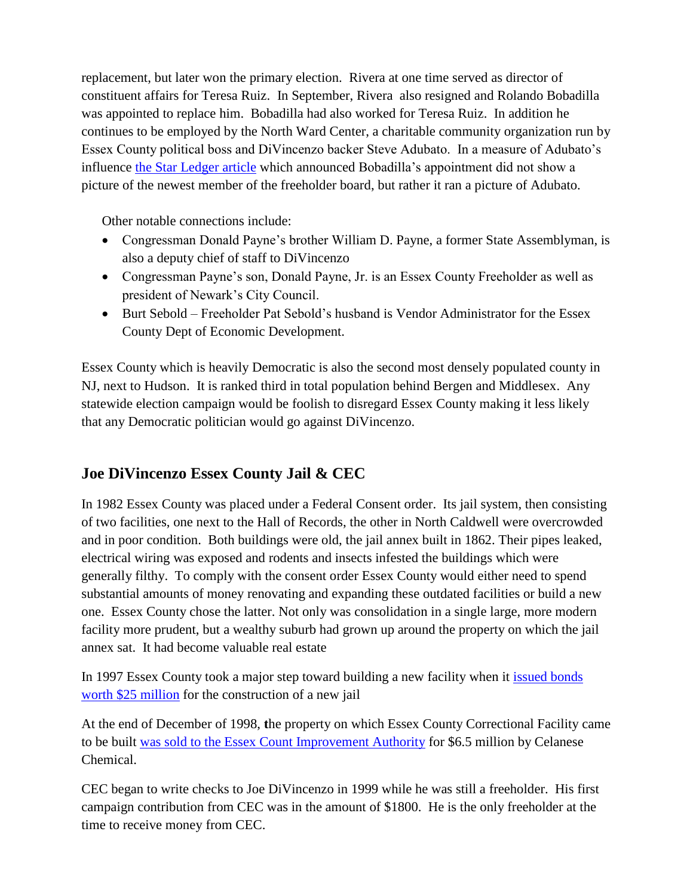replacement, but later won the primary election. Rivera at one time served as director of constituent affairs for Teresa Ruiz. In September, Rivera also resigned and Rolando Bobadilla was appointed to replace him. Bobadilla had also worked for Teresa Ruiz. In addition he continues to be employed by the North Ward Center, a charitable community organization run by Essex County political boss and DiVincenzo backer Steve Adubato. In a measure of Adubato's influence the Star Ledger article which announced Bobadilla's appointment did not show a picture of the newest member of the freeholder board, but rather it ran a picture of Adubato.

Other notable connections include:

- Congressman Donald Payne's brother William D. Payne, a former State Assemblyman, is also a deputy chief of staff to DiVincenzo
- Congressman Payne's son, Donald Payne, Jr. is an Essex County Freeholder as well as president of Newark's City Council.
- Burt Sebold – Freeholder Pat Sebold's husband is Vendor Administrator for the Essex County Dept of Economic Development.

Essex County which is heavily Democratic is also the second most densely populated county in NJ, next to Hudson. It is ranked third in total population behind Bergen and Middlesex. Any statewide election campaign would be foolish to disregard Essex County making it less likely that any Democratic politician would go against DiVincenzo.

## Joe DiVincenzo Essex County Jail & CEC

In 1982 Essex County was placed under a Federal Consent order. Its jail system, then consisting of two facilities, one next to the Hall of Records, the other in North Caldwell were overcrowded and in poor condition. Both buildings were old, the jail annex built in 1862. Their pipes leaked, electrical wiring was exposed and rodents and insects infested the buildings which were generally filthy. To comply with the consent order Essex County would either need to spend substantial amounts of money renovating and expanding these outdated facilities or build a new one. Essex County chose the latter. Not only was consolidation in a single large, more modern facility more prudent, but a wealthy suburb had grown up around the property on which the jail annex sat. It had become valuable real estate

In 1997 Essex County took a major step toward building a new facility when it issued bonds worth $25 million for the construction of a new jail

At the end of December of 1998, **t**he property on which Essex County Correctional Facility came to be built was sold to the Essex Count Improvement Authority for $6.5 million by Celanese Chemical.

CEC began to write checks to Joe DiVincenzo in 1999 while he was still a freeholder. His first campaign contribution from CEC was in the amount of $1800. He is the only freeholder at the time to receive money from CEC.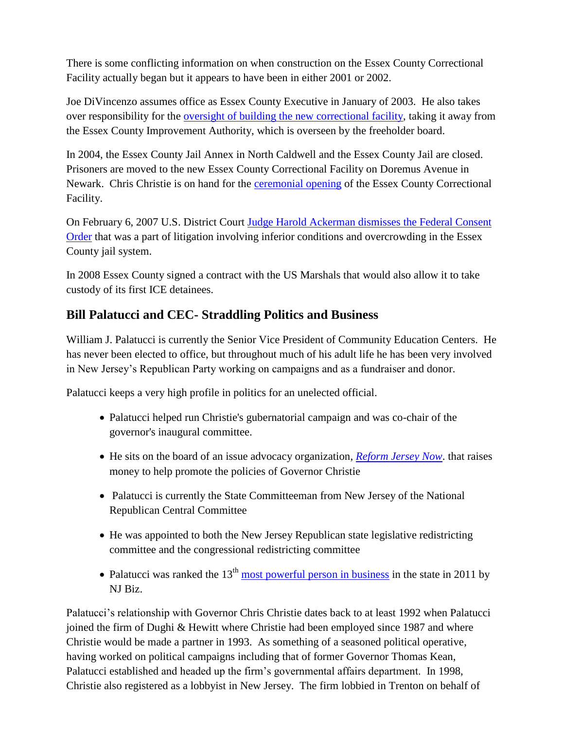There is some conflicting information on when construction on the Essex County Correctional Facility actually began but it appears to have been in either 2001 or 2002.

Joe DiVincenzo assumes office as Essex County Executive in January of 2003. He also takes over responsibility for the oversight of building the new correctional facility, taking it away from the Essex County Improvement Authority, which is overseen by the freeholder board.

In 2004, the Essex County Jail Annex in North Caldwell and the Essex County Jail are closed. Prisoners are moved to the new Essex County Correctional Facility on Doremus Avenue in Newark. Chris Christie is on hand for the ceremonial opening of the Essex County Correctional Facility.

On February 6, 2007 U.S. District Court Judge Harold Ackerman dismisses the Federal Consent Order that was a part of litigation involving inferior conditions and overcrowding in the Essex County jail system.

In 2008 Essex County signed a contract with the US Marshals that would also allow it to take custody of its first ICE detainees.

## Bill Palatucci and CEC- Straddling Politics and Business

William J. Palatucci is currently the Senior Vice President of Community Education Centers. He has never been elected to office, but throughout much of his adult life he has been very involved in New Jersey's Republican Party working on campaigns and as a fundraiser and donor.

Palatucci keeps a very high profile in politics for an unelected official.

- Palatucci helped run Christie's gubernatorial campaign and was co-chair of the governor's inaugural committee.
- He sits on the board of an issue advocacy organization, *Reform Jersey Now*. that raises money to help promote the policies of Governor Christie
- Palatucci is currently the State Committeeman from New Jersey of the National Republican Central Committee
- He was appointed to both the New Jersey Republican state legislative redistricting committee and the congressional redistricting committee
- Palatucci was ranked the 13th most powerful person in business in the state in 2011 by NJ Biz.

Palatucci's relationship with Governor Chris Christie dates back to at least 1992 when Palatucci joined the firm of Dughi & Hewitt where Christie had been employed since 1987 and where Christie would be made a partner in 1993. As something of a seasoned political operative, having worked on political campaigns including that of former Governor Thomas Kean, Palatucci established and headed up the firm's governmental affairs department. In 1998, Christie also registered as a lobbyist in New Jersey. The firm lobbied in Trenton on behalf of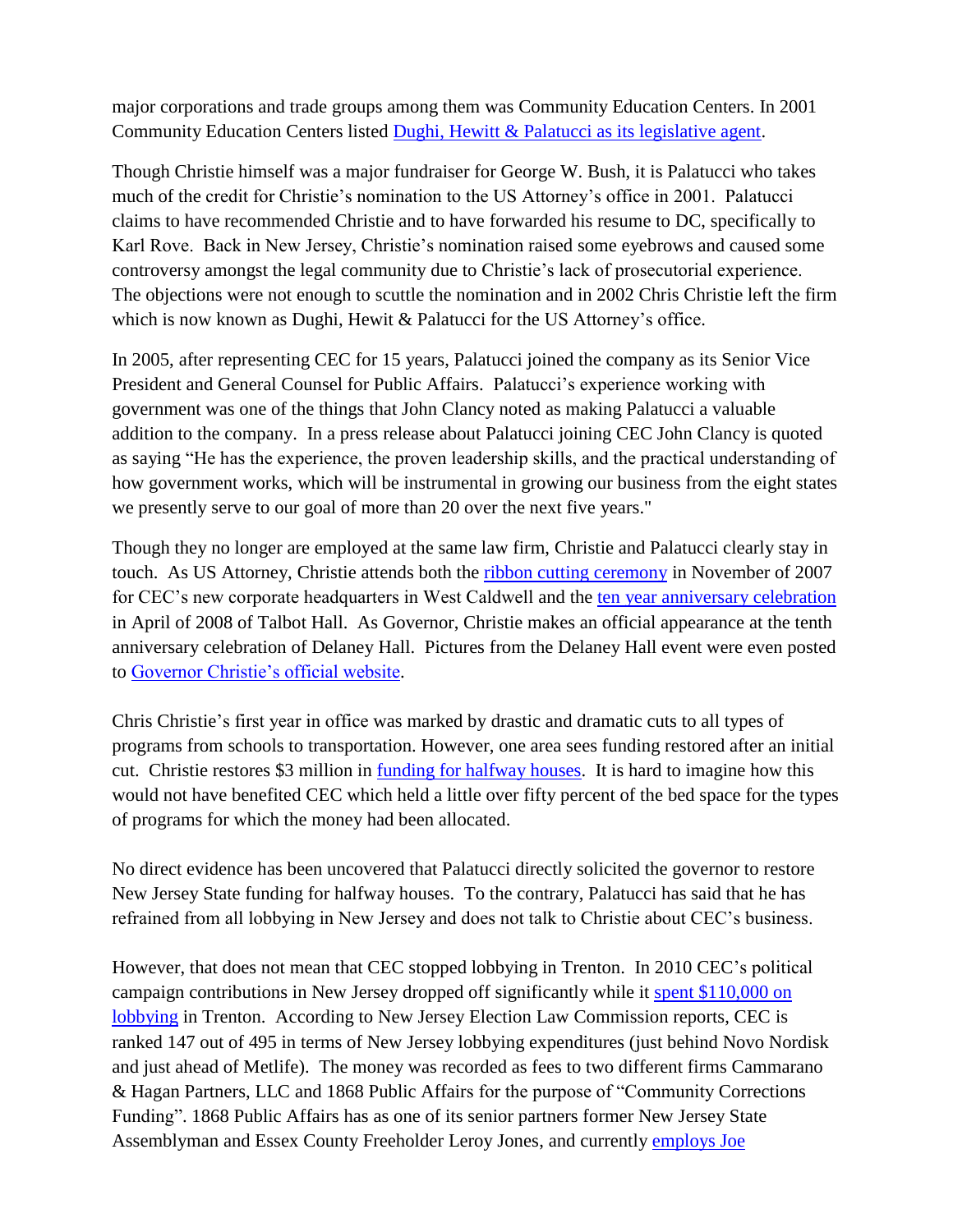major corporations and trade groups among them was Community Education Centers. In 2001 Community Education Centers listed Dughi, Hewitt & Palatucci as its legislative agent.

Though Christie himself was a major fundraiser for George W. Bush, it is Palatucci who takes much of the credit for Christie's nomination to the US Attorney's office in 2001. Palatucci claims to have recommended Christie and to have forwarded his resume to DC, specifically to Karl Rove. Back in New Jersey, Christie's nomination raised some eyebrows and caused some controversy amongst the legal community due to Christie's lack of prosecutorial experience. The objections were not enough to scuttle the nomination and in 2002 Chris Christie left the firm which is now known as Dughi, Hewit & Palatucci for the US Attorney's office.

In 2005, after representing CEC for 15 years, Palatucci joined the company as its Senior Vice President and General Counsel for Public Affairs. Palatucci's experience working with government was one of the things that John Clancy noted as making Palatucci a valuable addition to the company. In a press release about Palatucci joining CEC John Clancy is quoted as saying "He has the experience, the proven leadership skills, and the practical understanding of how government works, which will be instrumental in growing our business from the eight states we presently serve to our goal of more than 20 over the next five years."

Though they no longer are employed at the same law firm, Christie and Palatucci clearly stay in touch. As US Attorney, Christie attends both the ribbon cutting ceremony in November of 2007 for CEC's new corporate headquarters in West Caldwell and the ten year anniversary celebration in April of 2008 of Talbot Hall. As Governor, Christie makes an official appearance at the tenth anniversary celebration of Delaney Hall. Pictures from the Delaney Hall event were even posted to Governor Christie's official website.

Chris Christie's first year in office was marked by drastic and dramatic cuts to all types of programs from schools to transportation. However, one area sees funding restored after an initial cut. Christie restores $3 million in funding for halfway houses. It is hard to imagine how this would not have benefited CEC which held a little over fifty percent of the bed space for the types of programs for which the money had been allocated.

No direct evidence has been uncovered that Palatucci directly solicited the governor to restore New Jersey State funding for halfway houses. To the contrary, Palatucci has said that he has refrained from all lobbying in New Jersey and does not talk to Christie about CEC's business.

However, that does not mean that CEC stopped lobbying in Trenton. In 2010 CEC's political campaign contributions in New Jersey dropped off significantly while it spent $110,000 on lobbying in Trenton. According to New Jersey Election Law Commission reports, CEC is ranked 147 out of 495 in terms of New Jersey lobbying expenditures (just behind Novo Nordisk and just ahead of Metlife). The money was recorded as fees to two different firms Cammarano & Hagan Partners, LLC and 1868 Public Affairs for the purpose of "Community Corrections Funding". 1868 Public Affairs has as one of its senior partners former New Jersey State Assemblyman and Essex County Freeholder Leroy Jones, and currently employs Joe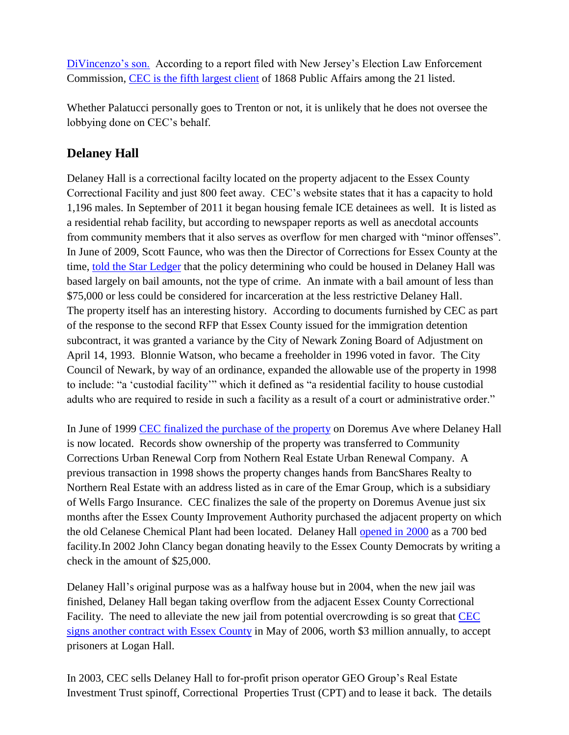DiVincenzo's son. According to a report filed with New Jersey's Election Law Enforcement Commission, CEC is the fifth largest client of 1868 Public Affairs among the 21 listed.

Whether Palatucci personally goes to Trenton or not, it is unlikely that he does not oversee the lobbying done on CEC's behalf.

## Delaney Hall

Delaney Hall is a correctional facilty located on the property adjacent to the Essex County Correctional Facility and just 800 feet away. CEC's website states that it has a capacity to hold 1,196 males. In September of 2011 it began housing female ICE detainees as well. It is listed as a residential rehab facility, but according to newspaper reports as well as anecdotal accounts from community members that it also serves as overflow for men charged with "minor offenses". In June of 2009, Scott Faunce, who was then the Director of Corrections for Essex County at the time, told the Star Ledger that the policy determining who could be housed in Delaney Hall was based largely on bail amounts, not the type of crime. An inmate with a bail amount of less than \$75,000 or less could be considered for incarceration at the less restrictive Delaney Hall. The property itself has an interesting history. According to documents furnished by CEC as part of the response to the second RFP that Essex County issued for the immigration detention subcontract, it was granted a variance by the City of Newark Zoning Board of Adjustment on April 14, 1993. Blonnie Watson, who became a freeholder in 1996 voted in favor. The City Council of Newark, by way of an ordinance, expanded the allowable use of the property in 1998 to include: "a 'custodial facility'" which it defined as "a residential facility to house custodial adults who are required to reside in such a facility as a result of a court or administrative order."

In June of 1999 CEC finalized the purchase of the property on Doremus Ave where Delaney Hall is now located. Records show ownership of the property was transferred to Community Corrections Urban Renewal Corp from Nothern Real Estate Urban Renewal Company. A previous transaction in 1998 shows the property changes hands from BancShares Realty to Northern Real Estate with an address listed as in care of the Emar Group, which is a subsidiary of Wells Fargo Insurance. CEC finalizes the sale of the property on Doremus Avenue just six months after the Essex County Improvement Authority purchased the adjacent property on which the old Celanese Chemical Plant had been located. Delaney Hall opened in 2000 as a 700 bed facility.In 2002 John Clancy began donating heavily to the Essex County Democrats by writing a check in the amount of \$25,000.

Delaney Hall's original purpose was as a halfway house but in 2004, when the new jail was finished, Delaney Hall began taking overflow from the adjacent Essex County Correctional Facility. The need to alleviate the new jail from potential overcrowding is so great that CEC signs another contract with Essex County in May of 2006, worth \$3 million annually, to accept prisoners at Logan Hall.

In 2003, CEC sells Delaney Hall to for-profit prison operator GEO Group's Real Estate Investment Trust spinoff, Correctional Properties Trust (CPT) and to lease it back. The details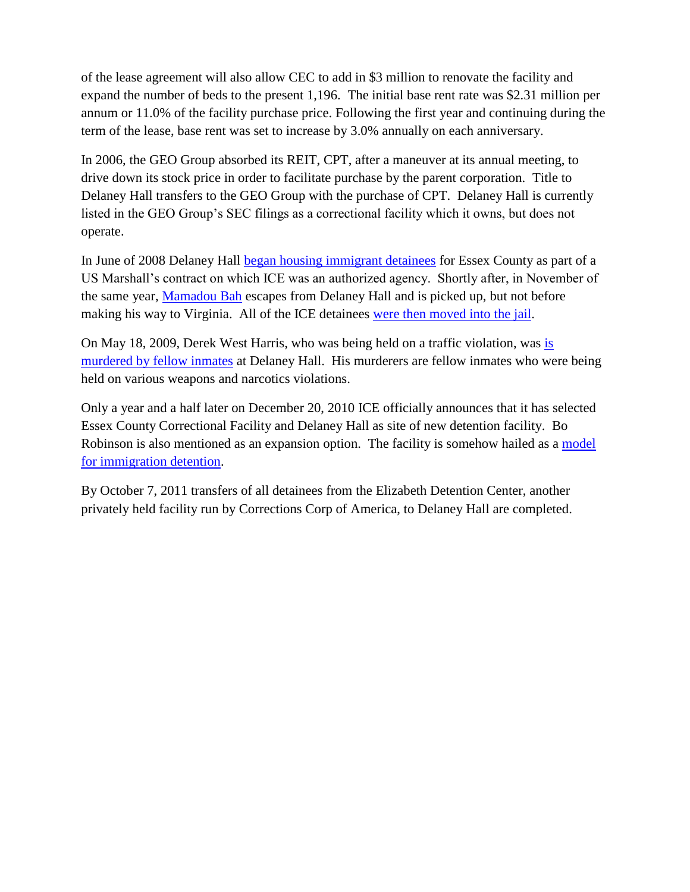of the lease agreement will also allow CEC to add in $3 million to renovate the facility and expand the number of beds to the present 1,196. The initial base rent rate was $2.31 million per annum or 11.0% of the facility purchase price. Following the first year and continuing during the term of the lease, base rent was set to increase by 3.0% annually on each anniversary.

In 2006, the GEO Group absorbed its REIT, CPT, after a maneuver at its annual meeting, to drive down its stock price in order to facilitate purchase by the parent corporation. Title to Delaney Hall transfers to the GEO Group with the purchase of CPT. Delaney Hall is currently listed in the GEO Group's SEC filings as a correctional facility which it owns, but does not operate.

In June of 2008 Delaney Hall began housing immigrant detainees for Essex County as part of a US Marshall's contract on which ICE was an authorized agency. Shortly after, in November of the same year, Mamadou Bah escapes from Delaney Hall and is picked up, but not before making his way to Virginia. All of the ICE detainees were then moved into the jail.

On May 18, 2009, Derek West Harris, who was being held on a traffic violation, was is murdered by fellow inmates at Delaney Hall. His murderers are fellow inmates who were being held on various weapons and narcotics violations.

Only a year and a half later on December 20, 2010 ICE officially announces that it has selected Essex County Correctional Facility and Delaney Hall as site of new detention facility. Bo Robinson is also mentioned as an expansion option. The facility is somehow hailed as a model for immigration detention.

By October 7, 2011 transfers of all detainees from the Elizabeth Detention Center, another privately held facility run by Corrections Corp of America, to Delaney Hall are completed.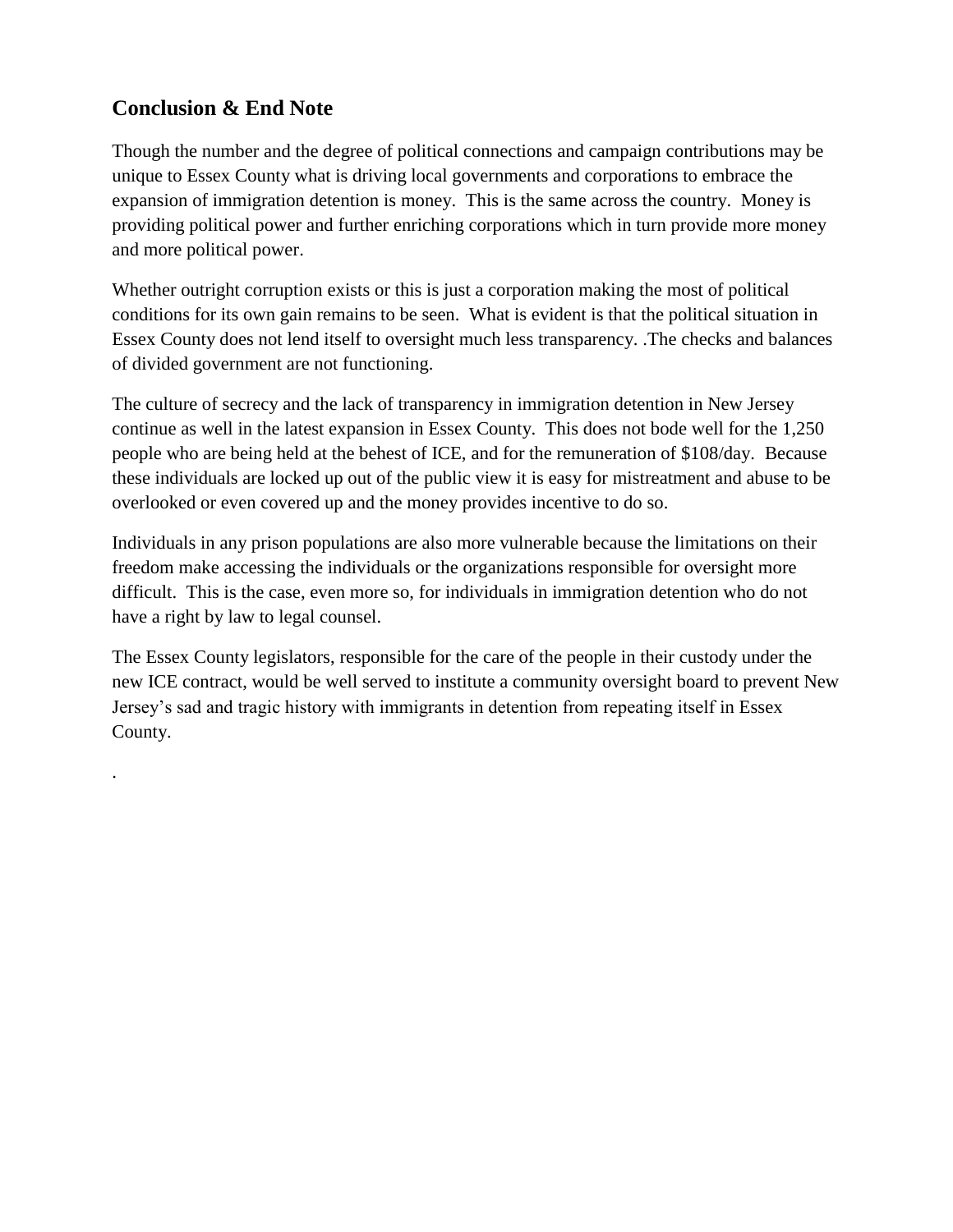## Conclusion & End Note

Though the number and the degree of political connections and campaign contributions may be unique to Essex County what is driving local governments and corporations to embrace the expansion of immigration detention is money. This is the same across the country. Money is providing political power and further enriching corporations which in turn provide more money and more political power.

Whether outright corruption exists or this is just a corporation making the most of political conditions for its own gain remains to be seen. What is evident is that the political situation in Essex County does not lend itself to oversight much less transparency. .The checks and balances of divided government are not functioning.

The culture of secrecy and the lack of transparency in immigration detention in New Jersey continue as well in the latest expansion in Essex County. This does not bode well for the 1,250 people who are being held at the behest of ICE, and for the remuneration of $108/day. Because these individuals are locked up out of the public view it is easy for mistreatment and abuse to be overlooked or even covered up and the money provides incentive to do so.

Individuals in any prison populations are also more vulnerable because the limitations on their freedom make accessing the individuals or the organizations responsible for oversight more difficult. This is the case, even more so, for individuals in immigration detention who do not have a right by law to legal counsel.

The Essex County legislators, responsible for the care of the people in their custody under the new ICE contract, would be well served to institute a community oversight board to prevent New Jersey's sad and tragic history with immigrants in detention from repeating itself in Essex County.

.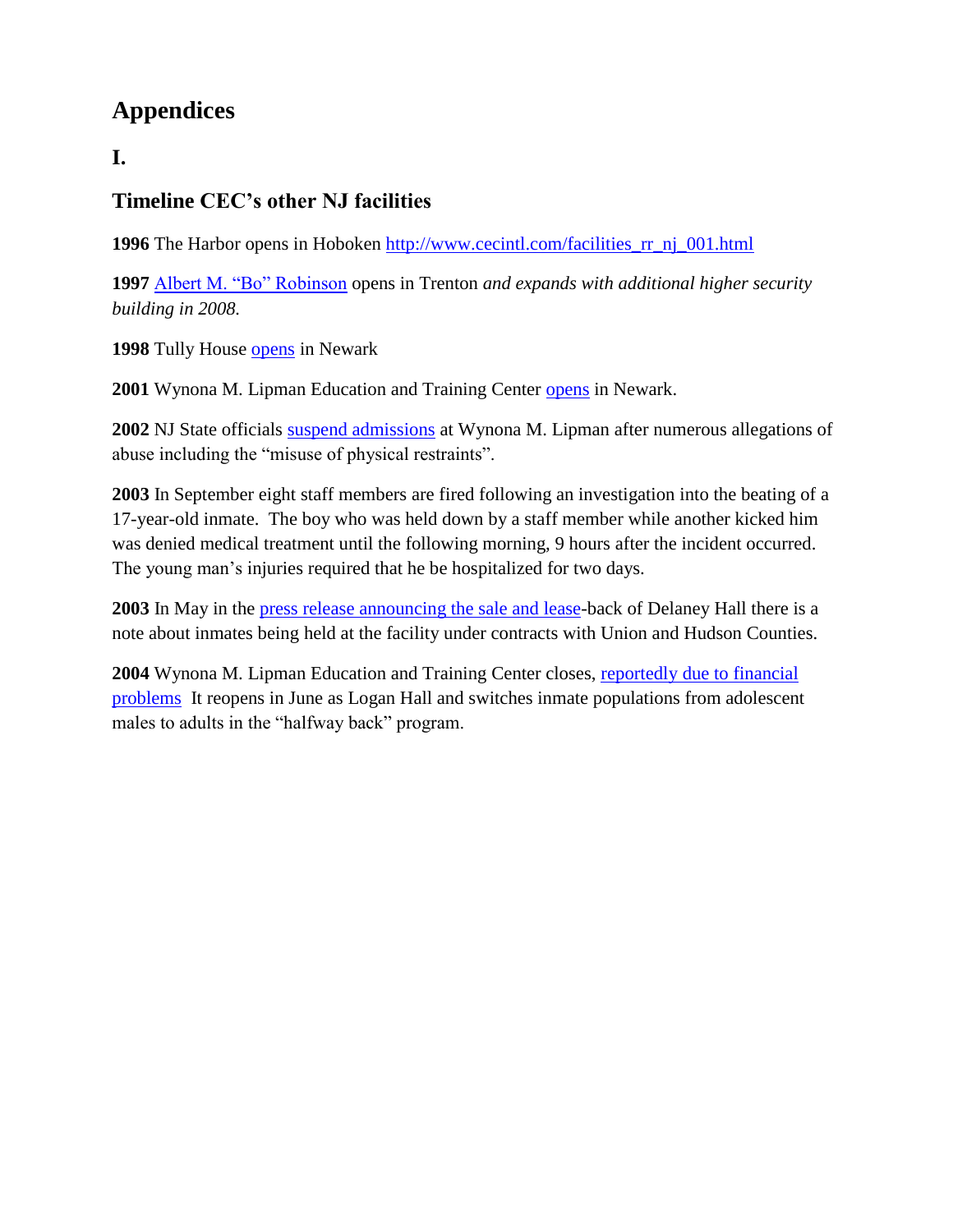# Appendices

## I.

## Timeline CEC's other NJ facilities

**1996** The Harbor opens in Hoboken http://www.cecintl.com/facilities_rr_nj_001.html

**1997** Albert M. "Bo" Robinson opens in Trenton *and expands with additional higher security building in 2008.*

**1998** Tully House opens in Newark

**2001** Wynona M. Lipman Education and Training Center opens in Newark.

**2002** NJ State officials suspend admissions at Wynona M. Lipman after numerous allegations of abuse including the "misuse of physical restraints".

**2003** In September eight staff members are fired following an investigation into the beating of a 17-year-old inmate. The boy who was held down by a staff member while another kicked him was denied medical treatment until the following morning, 9 hours after the incident occurred. The young man's injuries required that he be hospitalized for two days.

**2003** In May in the press release announcing the sale and lease-back of Delaney Hall there is a note about inmates being held at the facility under contracts with Union and Hudson Counties.

**2004** Wynona M. Lipman Education and Training Center closes, reportedly due to financial problems It reopens in June as Logan Hall and switches inmate populations from adolescent males to adults in the "halfway back" program.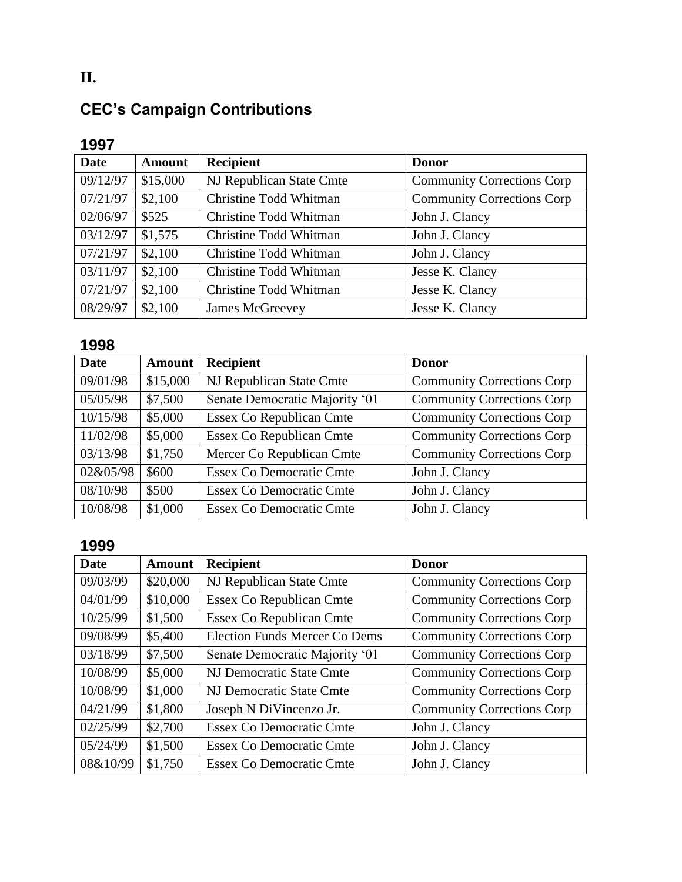**II.**

## CEC's Campaign Contributions

### 1997

| Date | Amount | Recipient | Donor |
|---|---|---|---|
| 09/12/97 | $15,000 | NJ Republican State Cmte | Community Corrections Corp |
| 07/21/97 | $2,100 | Christine Todd Whitman | Community Corrections Corp |
| 02/06/97 | $525 | Christine Todd Whitman | John J. Clancy |
| 03/12/97 | $1,575 | Christine Todd Whitman | John J. Clancy |
| 07/21/97 | $2,100 | Christine Todd Whitman | John J. Clancy |
| 03/11/97 | $2,100 | Christine Todd Whitman | Jesse K. Clancy |
| 07/21/97 | $2,100 | Christine Todd Whitman | Jesse K. Clancy |
| 08/29/97 | $2,100 | James McGreevey | Jesse K. Clancy |

### 1998

| Date | Amount | Recipient | Donor |
|---|---|---|---|
| 09/01/98 | $15,000 | NJ Republican State Cmte | Community Corrections Corp |
| 05/05/98 | $7,500 | Senate Democratic Majority '01 | Community Corrections Corp |
| 10/15/98 | $5,000 | Essex Co Republican Cmte | Community Corrections Corp |
| 11/02/98 | $5,000 | Essex Co Republican Cmte | Community Corrections Corp |
| 03/13/98 | $1,750 | Mercer Co Republican Cmte | Community Corrections Corp |
| 02&05/98 | $600 | Essex Co Democratic Cmte | John J. Clancy |
| 08/10/98 | $500 | Essex Co Democratic Cmte | John J. Clancy |
| 10/08/98 | $1,000 | Essex Co Democratic Cmte | John J. Clancy |

### 1999

| Date | Amount | Recipient | Donor |
|---|---|---|---|
| 09/03/99 | $20,000 | NJ Republican State Cmte | Community Corrections Corp |
| 04/01/99 | $10,000 | Essex Co Republican Cmte | Community Corrections Corp |
| 10/25/99 | $1,500 | Essex Co Republican Cmte | Community Corrections Corp |
| 09/08/99 | $5,400 | Election Funds Mercer Co Dems | Community Corrections Corp |
| 03/18/99 | $7,500 | Senate Democratic Majority '01 | Community Corrections Corp |
| 10/08/99 | $5,000 | NJ Democratic State Cmte | Community Corrections Corp |
| 10/08/99 | $1,000 | NJ Democratic State Cmte | Community Corrections Corp |
| 04/21/99 | $1,800 | Joseph N DiVincenzo Jr. | Community Corrections Corp |
| 02/25/99 | $2,700 | Essex Co Democratic Cmte | John J. Clancy |
| 05/24/99 | $1,500 | Essex Co Democratic Cmte | John J. Clancy |
| 08&10/99 | $1,750 | Essex Co Democratic Cmte | John J. Clancy |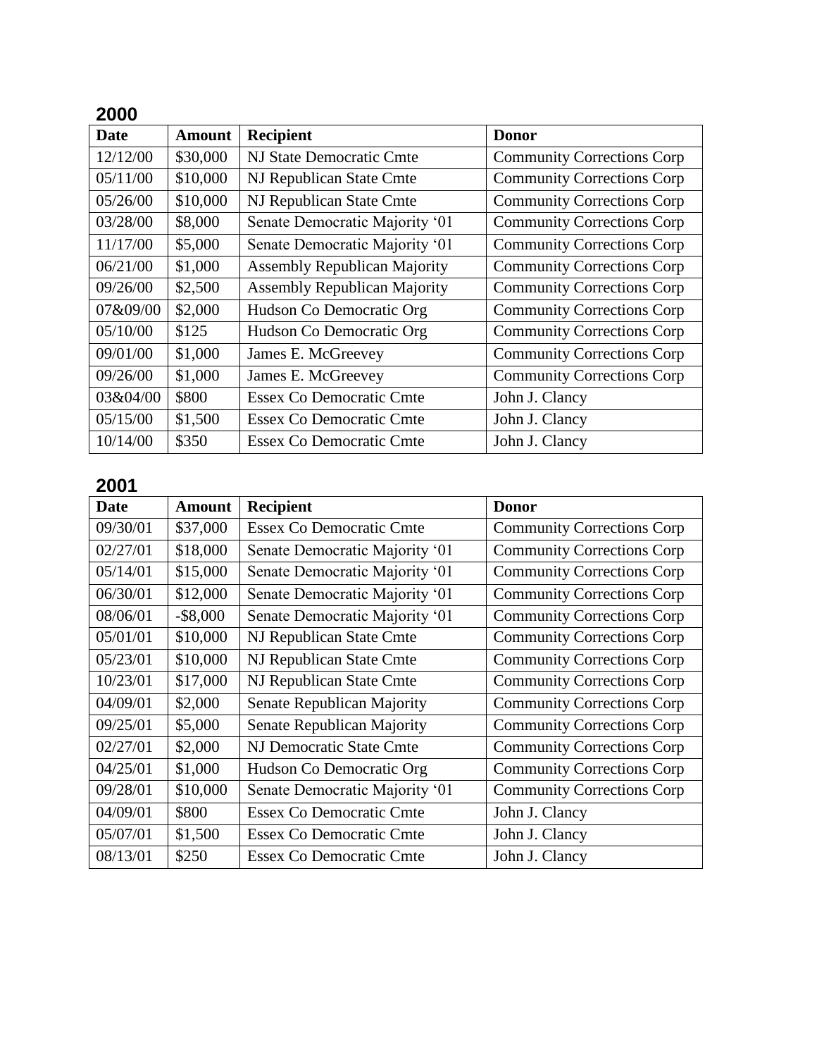## 2000

| Date | Amount | Recipient | Donor |
|---|---|---|---|
| 12/12/00 | $30,000 | NJ State Democratic Cmte | Community Corrections Corp |
| 05/11/00 | $10,000 | NJ Republican State Cmte | Community Corrections Corp |
| 05/26/00 | $10,000 | NJ Republican State Cmte | Community Corrections Corp |
| 03/28/00 | $8,000 | Senate Democratic Majority '01 | Community Corrections Corp |
| 11/17/00 | $5,000 | Senate Democratic Majority '01 | Community Corrections Corp |
| 06/21/00 | $1,000 | Assembly Republican Majority | Community Corrections Corp |
| 09/26/00 | $2,500 | Assembly Republican Majority | Community Corrections Corp |
| 07&09/00 | $2,000 | Hudson Co Democratic Org | Community Corrections Corp |
| 05/10/00 | $125 | Hudson Co Democratic Org | Community Corrections Corp |
| 09/01/00 | $1,000 | James E. McGreevey | Community Corrections Corp |
| 09/26/00 | $1,000 | James E. McGreevey | Community Corrections Corp |
| 03&04/00 | $800 | Essex Co Democratic Cmte | John J. Clancy |
| 05/15/00 | $1,500 | Essex Co Democratic Cmte | John J. Clancy |
| 10/14/00 | $350 | Essex Co Democratic Cmte | John J. Clancy |

## 2001

| Date | Amount | Recipient | Donor |
|---|---|---|---|
| 09/30/01 | $37,000 | Essex Co Democratic Cmte | Community Corrections Corp |
| 02/27/01 | $18,000 | Senate Democratic Majority '01 | Community Corrections Corp |
| 05/14/01 | $15,000 | Senate Democratic Majority '01 | Community Corrections Corp |
| 06/30/01 | $12,000 | Senate Democratic Majority '01 | Community Corrections Corp |
| 08/06/01 | -$8,000 | Senate Democratic Majority '01 | Community Corrections Corp |
| 05/01/01 | $10,000 | NJ Republican State Cmte | Community Corrections Corp |
| 05/23/01 | $10,000 | NJ Republican State Cmte | Community Corrections Corp |
| 10/23/01 | $17,000 | NJ Republican State Cmte | Community Corrections Corp |
| 04/09/01 | $2,000 | Senate Republican Majority | Community Corrections Corp |
| 09/25/01 | $5,000 | Senate Republican Majority | Community Corrections Corp |
| 02/27/01 | $2,000 | NJ Democratic State Cmte | Community Corrections Corp |
| 04/25/01 | $1,000 | Hudson Co Democratic Org | Community Corrections Corp |
| 09/28/01 | $10,000 | Senate Democratic Majority '01 | Community Corrections Corp |
| 04/09/01 | $800 | Essex Co Democratic Cmte | John J. Clancy |
| 05/07/01 | $1,500 | Essex Co Democratic Cmte | John J. Clancy |
| 08/13/01 | $250 | Essex Co Democratic Cmte | John J. Clancy |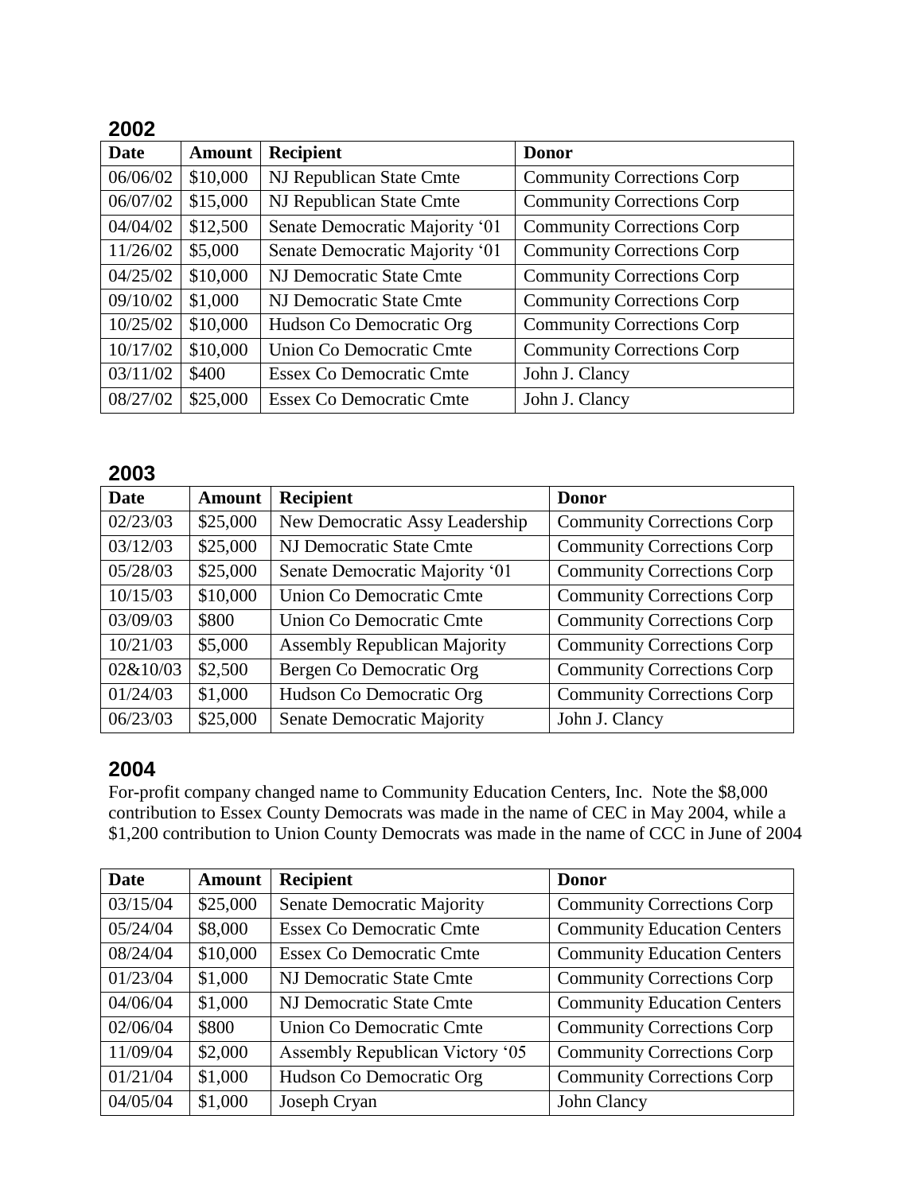## 2002

| Date | Amount | Recipient | Donor |
|---|---|---|---|
| 06/06/02 | $10,000 | NJ Republican State Cmte | Community Corrections Corp |
| 06/07/02 | $15,000 | NJ Republican State Cmte | Community Corrections Corp |
| 04/04/02 | $12,500 | Senate Democratic Majority '01 | Community Corrections Corp |
| 11/26/02 | $5,000 | Senate Democratic Majority '01 | Community Corrections Corp |
| 04/25/02 | $10,000 | NJ Democratic State Cmte | Community Corrections Corp |
| 09/10/02 | $1,000 | NJ Democratic State Cmte | Community Corrections Corp |
| 10/25/02 | $10,000 | Hudson Co Democratic Org | Community Corrections Corp |
| 10/17/02 | $10,000 | Union Co Democratic Cmte | Community Corrections Corp |
| 03/11/02 | $400 | Essex Co Democratic Cmte | John J. Clancy |
| 08/27/02 | $25,000 | Essex Co Democratic Cmte | John J. Clancy |

## 2003

| Date | Amount | Recipient | Donor |
|---|---|---|---|
| 02/23/03 | $25,000 | New Democratic Assy Leadership | Community Corrections Corp |
| 03/12/03 | $25,000 | NJ Democratic State Cmte | Community Corrections Corp |
| 05/28/03 | $25,000 | Senate Democratic Majority '01 | Community Corrections Corp |
| 10/15/03 | $10,000 | Union Co Democratic Cmte | Community Corrections Corp |
| 03/09/03 | $800 | Union Co Democratic Cmte | Community Corrections Corp |
| 10/21/03 | $5,000 | Assembly Republican Majority | Community Corrections Corp |
| 02&10/03 | $2,500 | Bergen Co Democratic Org | Community Corrections Corp |
| 01/24/03 | $1,000 | Hudson Co Democratic Org | Community Corrections Corp |
| 06/23/03 | $25,000 | Senate Democratic Majority | John J. Clancy |

## 2004

For-profit company changed name to Community Education Centers, Inc. Note the $8,000 contribution to Essex County Democrats was made in the name of CEC in May 2004, while a $1,200 contribution to Union County Democrats was made in the name of CCC in June of 2004

| Date | Amount | Recipient | Donor |
|---|---|---|---|
| 03/15/04 | $25,000 | Senate Democratic Majority | Community Corrections Corp |
| 05/24/04 | $8,000 | Essex Co Democratic Cmte | Community Education Centers |
| 08/24/04 | $10,000 | Essex Co Democratic Cmte | Community Education Centers |
| 01/23/04 | $1,000 | NJ Democratic State Cmte | Community Corrections Corp |
| 04/06/04 | $1,000 | NJ Democratic State Cmte | Community Education Centers |
| 02/06/04 | $800 | Union Co Democratic Cmte | Community Corrections Corp |
| 11/09/04 | $2,000 | Assembly Republican Victory '05 | Community Corrections Corp |
| 01/21/04 | $1,000 | Hudson Co Democratic Org | Community Corrections Corp |
| 04/05/04 | $1,000 | Joseph Cryan | John Clancy |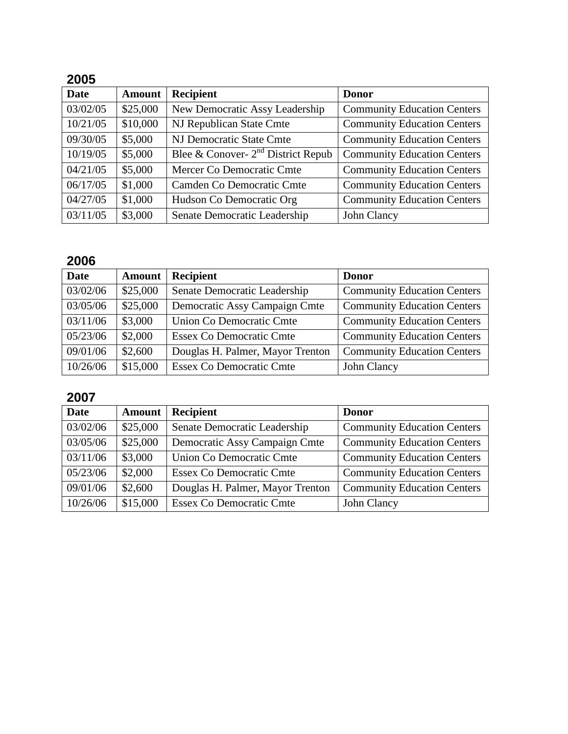## 2005

| Date | Amount | Recipient | Donor |
|---|---|---|---|
| 03/02/05 | $25,000 | New Democratic Assy Leadership | Community Education Centers |
| 10/21/05 | $10,000 | NJ Republican State Cmte | Community Education Centers |
| 09/30/05 | $5,000 | NJ Democratic State Cmte | Community Education Centers |
| 10/19/05 | $5,000 | Blee & Conover- 2nd District Repub | Community Education Centers |
| 04/21/05 | $5,000 | Mercer Co Democratic Cmte | Community Education Centers |
| 06/17/05 | $1,000 | Camden Co Democratic Cmte | Community Education Centers |
| 04/27/05 | $1,000 | Hudson Co Democratic Org | Community Education Centers |
| 03/11/05 | $3,000 | Senate Democratic Leadership | John Clancy |

## 2006

| Date | Amount | Recipient | Donor |
|---|---|---|---|
| 03/02/06 | $25,000 | Senate Democratic Leadership | Community Education Centers |
| 03/05/06 | $25,000 | Democratic Assy Campaign Cmte | Community Education Centers |
| 03/11/06 | $3,000 | Union Co Democratic Cmte | Community Education Centers |
| 05/23/06 | $2,000 | Essex Co Democratic Cmte | Community Education Centers |
| 09/01/06 | $2,600 | Douglas H. Palmer, Mayor Trenton | Community Education Centers |
| 10/26/06 | $15,000 | Essex Co Democratic Cmte | John Clancy |

## 2007

| Date | Amount | Recipient | Donor |
|---|---|---|---|
| 03/02/06 | $25,000 | Senate Democratic Leadership | Community Education Centers |
| 03/05/06 | $25,000 | Democratic Assy Campaign Cmte | Community Education Centers |
| 03/11/06 | $3,000 | Union Co Democratic Cmte | Community Education Centers |
| 05/23/06 | $2,000 | Essex Co Democratic Cmte | Community Education Centers |
| 09/01/06 | $2,600 | Douglas H. Palmer, Mayor Trenton | Community Education Centers |
| 10/26/06 | $15,000 | Essex Co Democratic Cmte | John Clancy |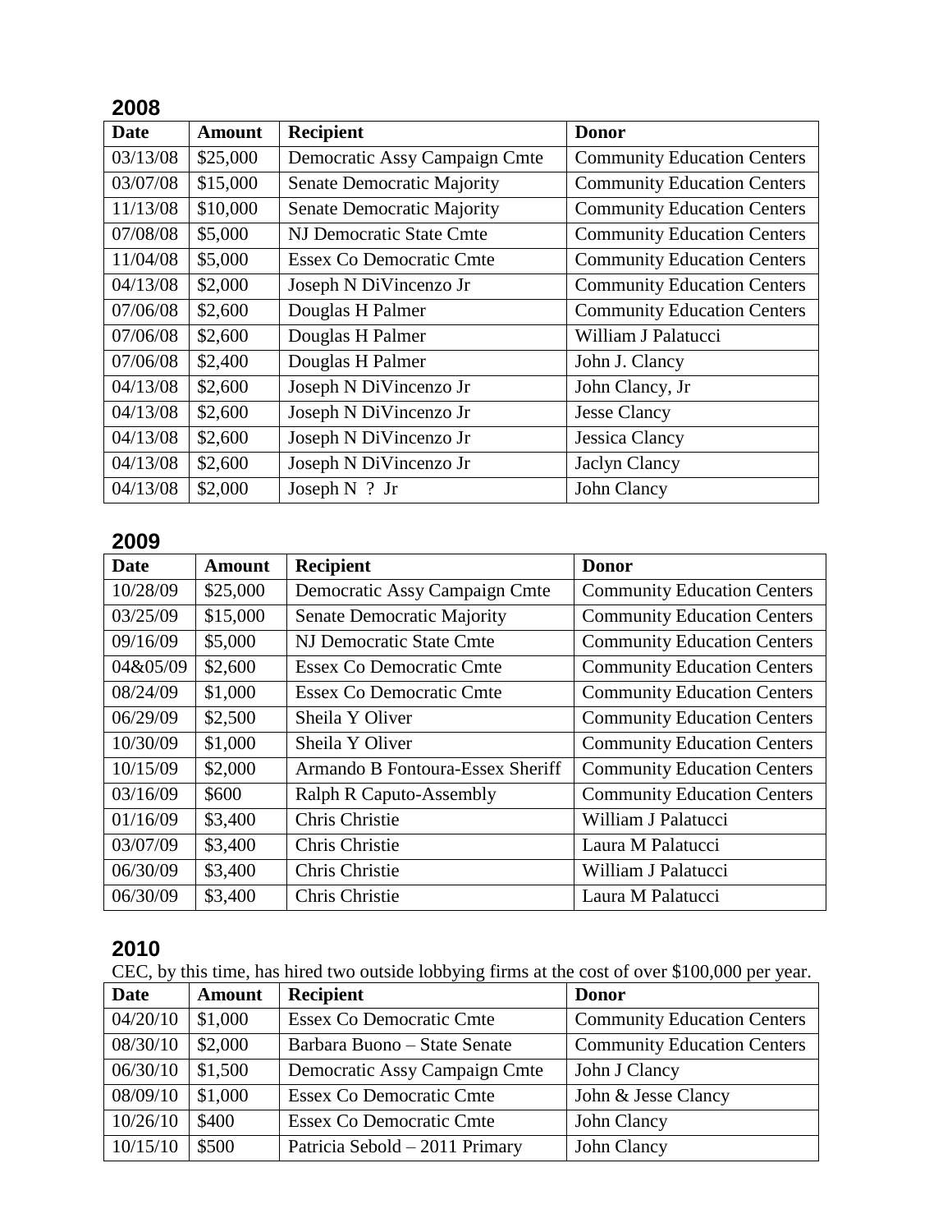## 2008

| Date | Amount | Recipient | Donor |
|---|---|---|---|
| 03/13/08 | $25,000 | Democratic Assy Campaign Cmte | Community Education Centers |
| 03/07/08 | $15,000 | Senate Democratic Majority | Community Education Centers |
| 11/13/08 | $10,000 | Senate Democratic Majority | Community Education Centers |
| 07/08/08 | $5,000 | NJ Democratic State Cmte | Community Education Centers |
| 11/04/08 | $5,000 | Essex Co Democratic Cmte | Community Education Centers |
| 04/13/08 | $2,000 | Joseph N DiVincenzo Jr | Community Education Centers |
| 07/06/08 | $2,600 | Douglas H Palmer | Community Education Centers |
| 07/06/08 | $2,600 | Douglas H Palmer | William J Palatucci |
| 07/06/08 | $2,400 | Douglas H Palmer | John J. Clancy |
| 04/13/08 | $2,600 | Joseph N DiVincenzo Jr | John Clancy, Jr |
| 04/13/08 | $2,600 | Joseph N DiVincenzo Jr | Jesse Clancy |
| 04/13/08 | $2,600 | Joseph N DiVincenzo Jr | Jessica Clancy |
| 04/13/08 | $2,600 | Joseph N DiVincenzo Jr | Jaclyn Clancy |
| 04/13/08 | $2,000 | Joseph N ? Jr | John Clancy |

## 2009

| Date | Amount | Recipient | Donor |
|---|---|---|---|
| 10/28/09 | $25,000 | Democratic Assy Campaign Cmte | Community Education Centers |
| 03/25/09 | $15,000 | Senate Democratic Majority | Community Education Centers |
| 09/16/09 | $5,000 | NJ Democratic State Cmte | Community Education Centers |
| 04&05/09 | $2,600 | Essex Co Democratic Cmte | Community Education Centers |
| 08/24/09 | $1,000 | Essex Co Democratic Cmte | Community Education Centers |
| 06/29/09 | $2,500 | Sheila Y Oliver | Community Education Centers |
| 10/30/09 | $1,000 | Sheila Y Oliver | Community Education Centers |
| 10/15/09 | $2,000 | Armando B Fontoura-Essex Sheriff | Community Education Centers |
| 03/16/09 | $600 | Ralph R Caputo-Assembly | Community Education Centers |
| 01/16/09 | $3,400 | Chris Christie | William J Palatucci |
| 03/07/09 | $3,400 | Chris Christie | Laura M Palatucci |
| 06/30/09 | $3,400 | Chris Christie | William J Palatucci |
| 06/30/09 | $3,400 | Chris Christie | Laura M Palatucci |

## 2010

CEC, by this time, has hired two outside lobbying firms at the cost of over $100,000 per year.

| Date | Amount | Recipient | Donor |
|---|---|---|---|
| 04/20/10 | $1,000 | Essex Co Democratic Cmte | Community Education Centers |
| 08/30/10 | $2,000 | Barbara Buono – State Senate | Community Education Centers |
| 06/30/10 | $1,500 | Democratic Assy Campaign Cmte | John J Clancy |
| 08/09/10 | $1,000 | Essex Co Democratic Cmte | John & Jesse Clancy |
| 10/26/10 | $400 | Essex Co Democratic Cmte | John Clancy |
| 10/15/10 | $500 | Patricia Sebold – 2011 Primary | John Clancy |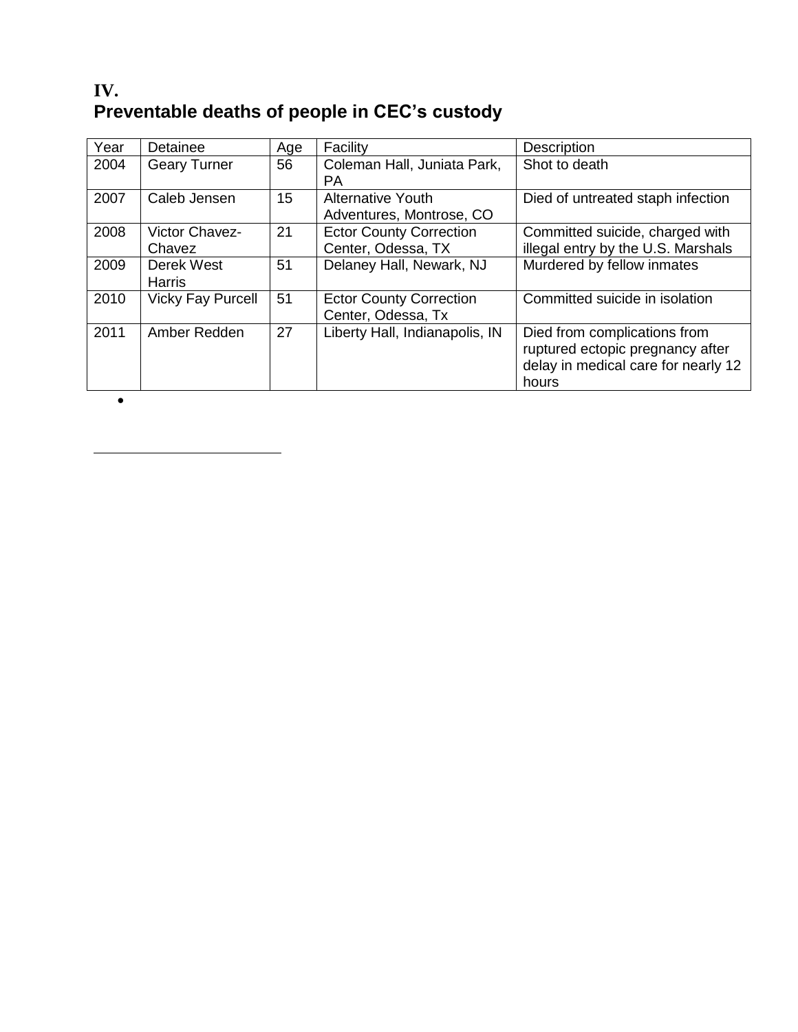## IV.
## Preventable deaths of people in CEC's custody

| Year | Detainee | Age | Facility | Description |
|---|---|---|---|---|
| 2004 | Geary Turner | 56 | Coleman Hall, Juniata Park, PA | Shot to death |
| 2007 | Caleb Jensen | 15 | Alternative Youth Adventures, Montrose, CO | Died of untreated staph infection |
| 2008 | Victor Chavez-Chavez | 21 | Ector County Correction Center, Odessa, TX | Committed suicide, charged with illegal entry by the U.S. Marshals |
| 2009 | Derek West Harris | 51 | Delaney Hall, Newark, NJ | Murdered by fellow inmates |
| 2010 | Vicky Fay Purcell | 51 | Ector County Correction Center, Odessa, Tx | Committed suicide in isolation |
| 2011 | Amber Redden | 27 | Liberty Hall, Indianapolis, IN | Died from complications from ruptured ectopic pregnancy after delay in medical care for nearly 12 hours |